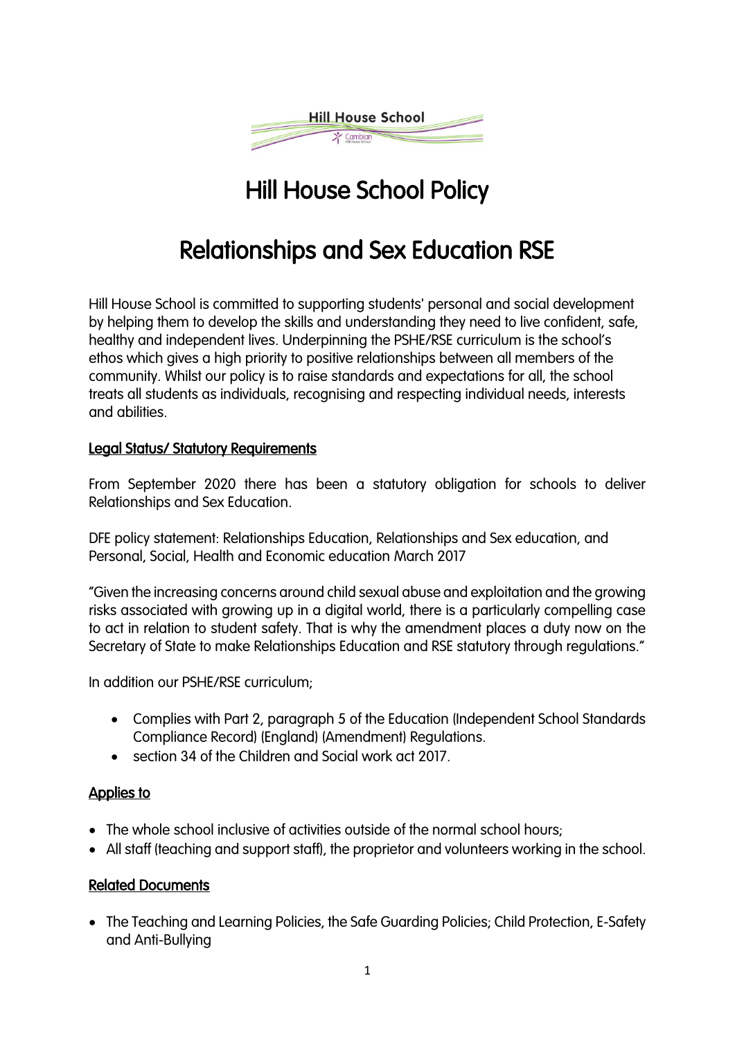# Hill House School Policy

# Relationships and Sex Education RSE

Hill House School is committed to supporting students' personal and social development by helping them to develop the skills and understanding they need to live confident, safe, healthy and independent lives. Underpinning the PSHE/RSE curriculum is the school's ethos which gives a high priority to positive relationships between all members of the community. Whilst our policy is to raise standards and expectations for all, the school treats all students as individuals, recognising and respecting individual needs, interests and abilities.

## Legal Status/ Statutory Requirements

From September 2020 there has been a statutory obligation for schools to deliver Relationships and Sex Education.

DFE policy statement: Relationships Education, Relationships and Sex education, and Personal, Social, Health and Economic education March 2017

"Given the increasing concerns around child sexual abuse and exploitation and the growing risks associated with growing up in a digital world, there is a particularly compelling case to act in relation to student safety. That is why the amendment places a duty now on the Secretary of State to make Relationships Education and RSE statutory through regulations."

In addition our PSHE/RSE curriculum;

- Complies with Part 2, paragraph 5 of the Education (Independent School Standards Compliance Record) (England) (Amendment) Regulations.
- section 34 of the Children and Social work act 2017.

## Applies to

- The whole school inclusive of activities outside of the normal school hours;
- All staff (teaching and support staff), the proprietor and volunteers working in the school.

## Related Documents

- The Teaching and Learning Policies, the Safe Guarding Policies; Child Protection, E-Safety and Anti-Bullying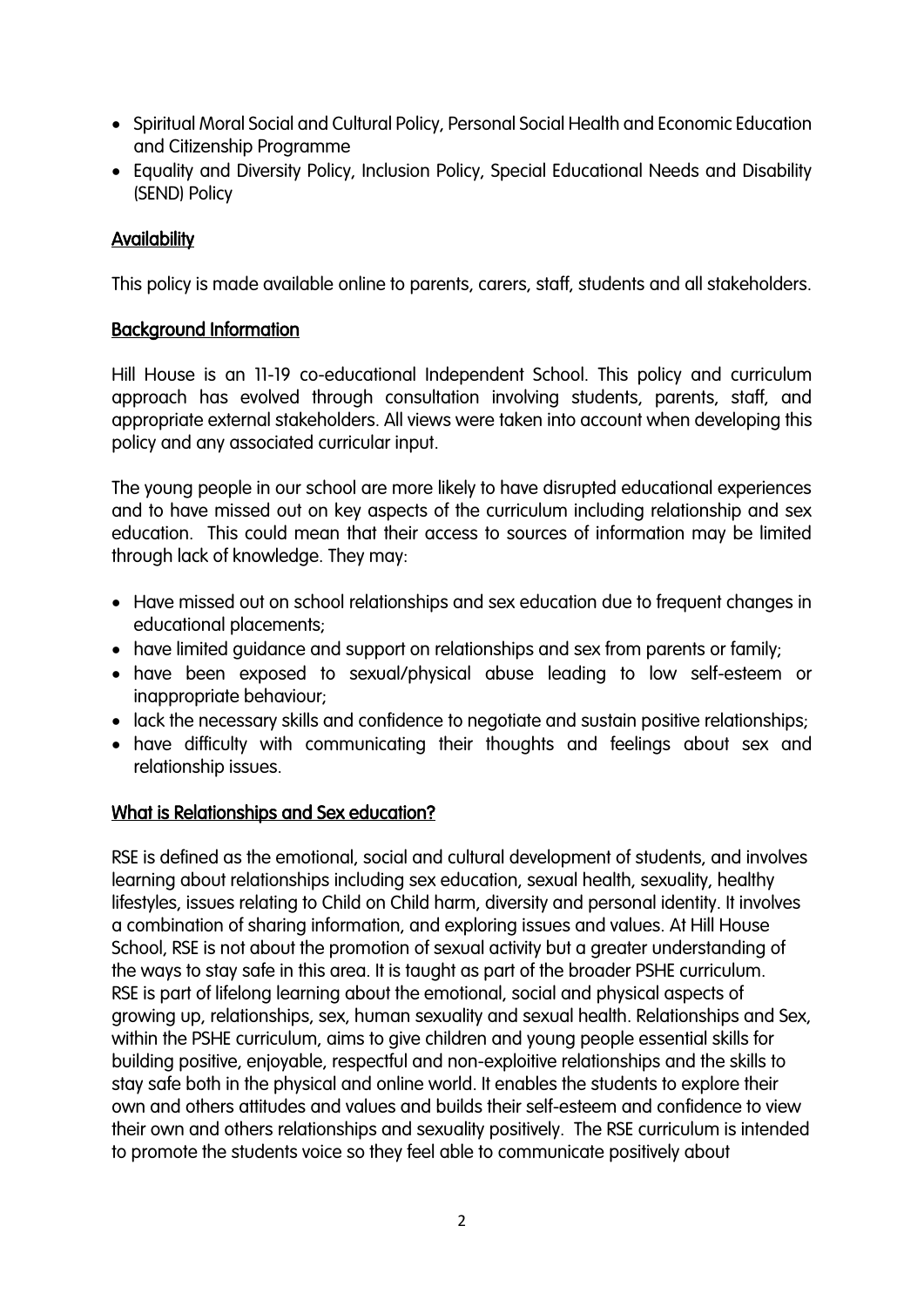- Spiritual Moral Social and Cultural Policy, Personal Social Health and Economic Education and Citizenship Programme
- Equality and Diversity Policy, Inclusion Policy, Special Educational Needs and Disability (SEND) Policy

## Availability

This policy is made available online to parents, carers, staff, students and all stakeholders.

## Background Information

Hill House is an 11-19 co-educational Independent School. This policy and curriculum approach has evolved through consultation involving students, parents, staff, and appropriate external stakeholders. All views were taken into account when developing this policy and any associated curricular input.

The young people in our school are more likely to have disrupted educational experiences and to have missed out on key aspects of the curriculum including relationship and sex education. This could mean that their access to sources of information may be limited through lack of knowledge. They may:

- Have missed out on school relationships and sex education due to frequent changes in educational placements;
- have limited guidance and support on relationships and sex from parents or family;
- have been exposed to sexual/physical abuse leading to low self-esteem or inappropriate behaviour;
- lack the necessary skills and confidence to negotiate and sustain positive relationships;
- have difficulty with communicating their thoughts and feelings about sex and relationship issues.

## What is Relationships and Sex education?

RSE is defined as the emotional, social and cultural development of students, and involves learning about relationships including sex education, sexual health, sexuality, healthy lifestyles, issues relating to Child on Child harm, diversity and personal identity. It involves a combination of sharing information, and exploring issues and values. At Hill House School, RSE is not about the promotion of sexual activity but a greater understanding of the ways to stay safe in this area. It is taught as part of the broader PSHE curriculum. RSE is part of lifelong learning about the emotional, social and physical aspects of growing up, relationships, sex, human sexuality and sexual health. Relationships and Sex, within the PSHE curriculum, aims to give children and young people essential skills for building positive, enjoyable, respectful and non-exploitive relationships and the skills to stay safe both in the physical and online world. It enables the students to explore their own and others attitudes and values and builds their self-esteem and confidence to view their own and others relationships and sexuality positively. The RSE curriculum is intended to promote the students voice so they feel able to communicate positively about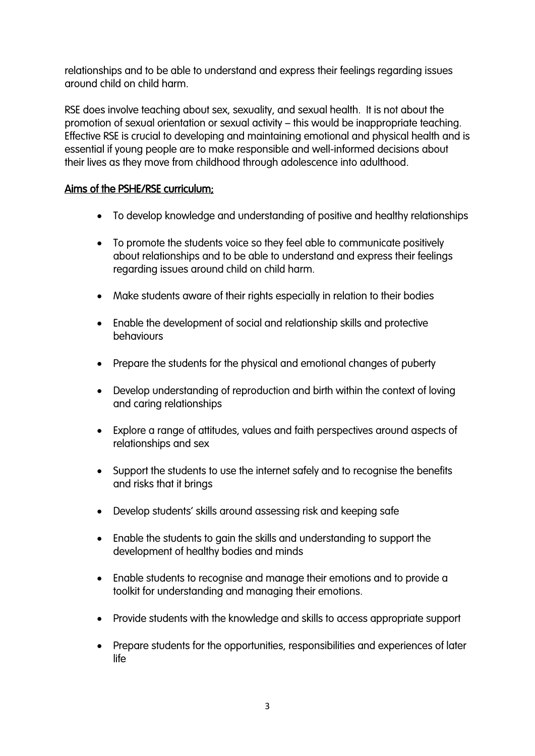relationships and to be able to understand and express their feelings regarding issues around child on child harm.

RSE does involve teaching about sex, sexuality, and sexual health. It is not about the promotion of sexual orientation or sexual activity – this would be inappropriate teaching. Effective RSE is crucial to developing and maintaining emotional and physical health and is essential if young people are to make responsible and well-informed decisions about their lives as they move from childhood through adolescence into adulthood.

**Aims of the PSHE/RSE curriculum;**

- To develop knowledge and understanding of positive and healthy relationships
- To promote the students voice so they feel able to communicate positively about relationships and to be able to understand and express their feelings regarding issues around child on child harm.
- Make students aware of their rights especially in relation to their bodies
- Enable the development of social and relationship skills and protective behaviours
- Prepare the students for the physical and emotional changes of puberty
- Develop understanding of reproduction and birth within the context of loving and caring relationships
- Explore a range of attitudes, values and faith perspectives around aspects of relationships and sex
- Support the students to use the internet safely and to recognise the benefits and risks that it brings
- Develop students' skills around assessing risk and keeping safe
- Enable the students to gain the skills and understanding to support the development of healthy bodies and minds
- Enable students to recognise and manage their emotions and to provide a toolkit for understanding and managing their emotions.
- Provide students with the knowledge and skills to access appropriate support
- Prepare students for the opportunities, responsibilities and experiences of later life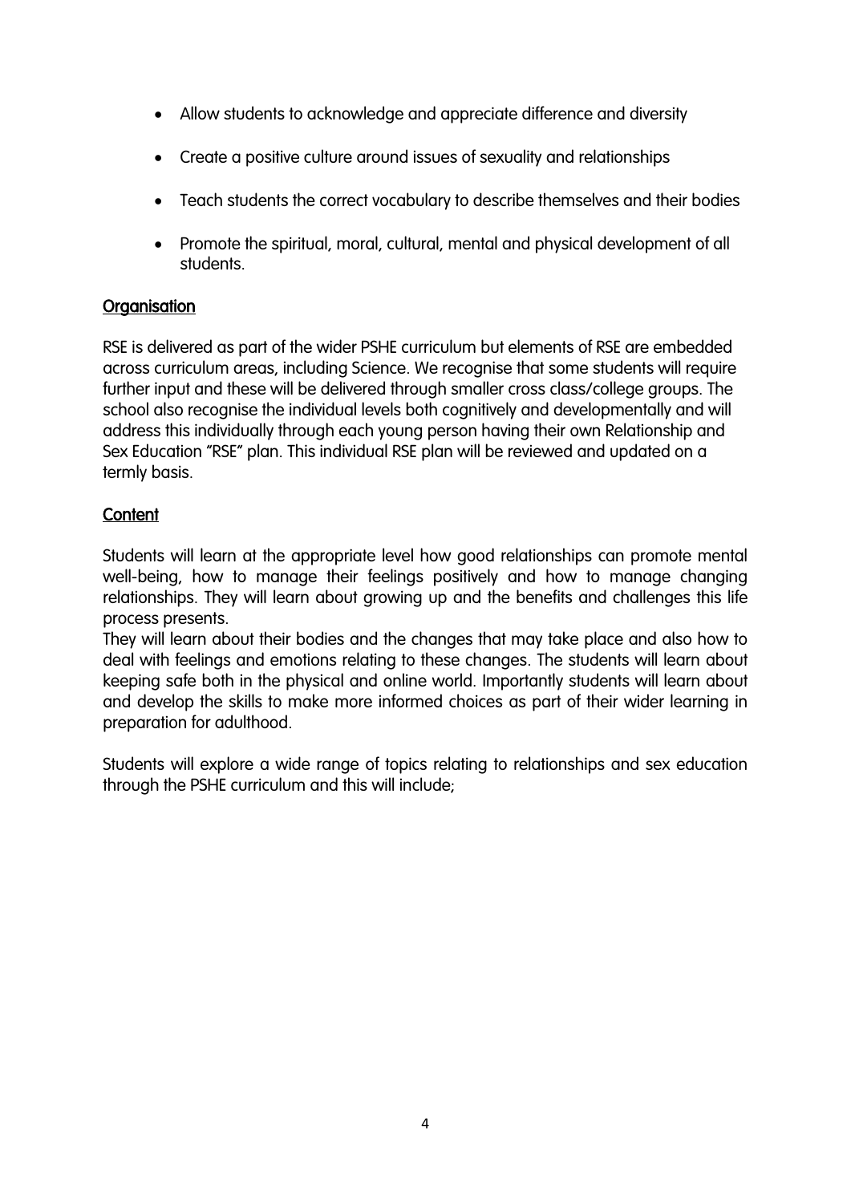- Allow students to acknowledge and appreciate difference and diversity
- Create a positive culture around issues of sexuality and relationships
- Teach students the correct vocabulary to describe themselves and their bodies
- Promote the spiritual, moral, cultural, mental and physical development of all students.

## Organisation

RSE is delivered as part of the wider PSHE curriculum but elements of RSE are embedded across curriculum areas, including Science. We recognise that some students will require further input and these will be delivered through smaller cross class/college groups. The school also recognise the individual levels both cognitively and developmentally and will address this individually through each young person having their own Relationship and Sex Education "RSE" plan. This individual RSE plan will be reviewed and updated on a termly basis.

## Content

Students will learn at the appropriate level how good relationships can promote mental well-being, how to manage their feelings positively and how to manage changing relationships. They will learn about growing up and the benefits and challenges this life process presents.

They will learn about their bodies and the changes that may take place and also how to deal with feelings and emotions relating to these changes. The students will learn about keeping safe both in the physical and online world. Importantly students will learn about and develop the skills to make more informed choices as part of their wider learning in preparation for adulthood.

Students will explore a wide range of topics relating to relationships and sex education through the PSHE curriculum and this will include;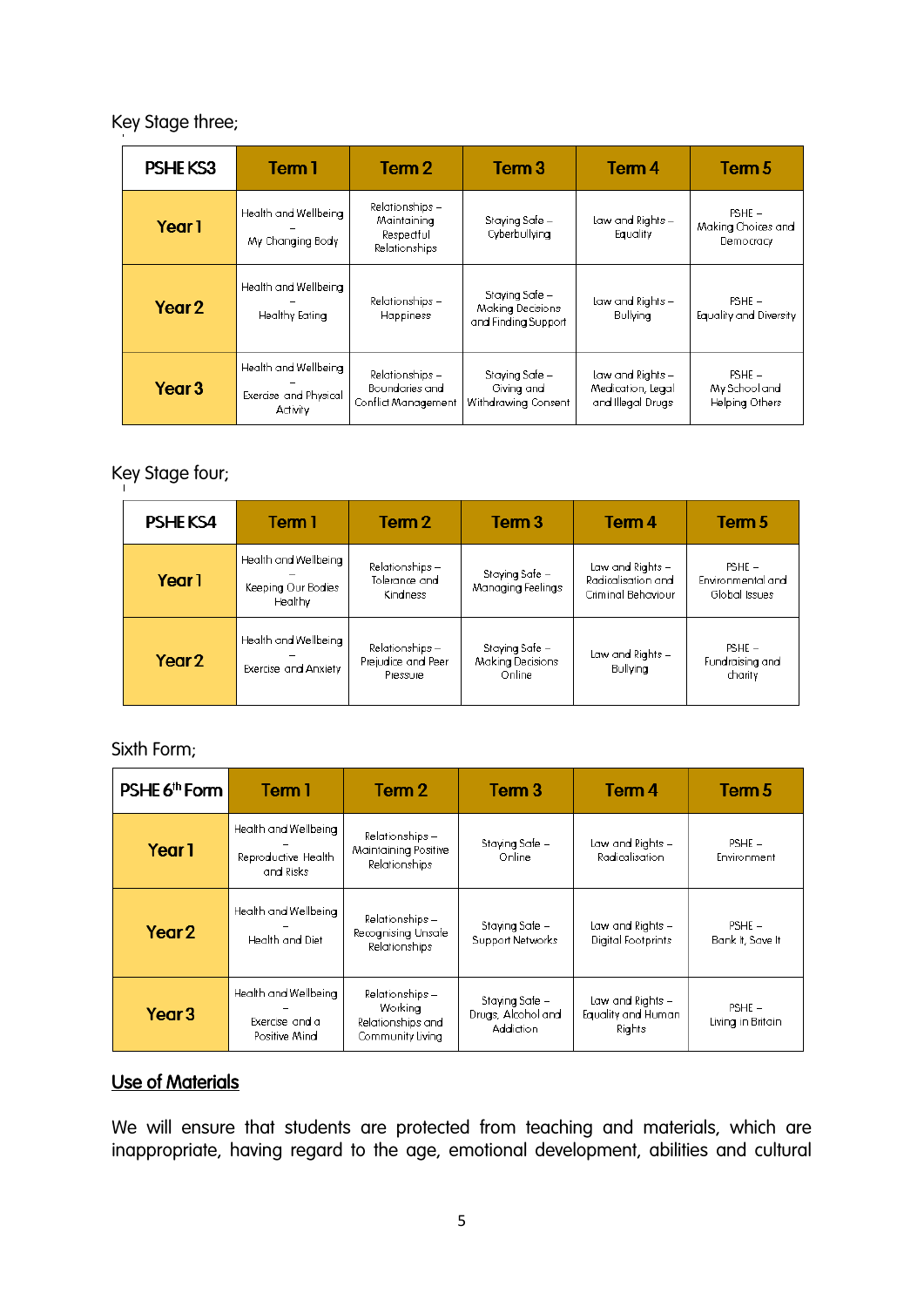Key Stage three;

| PSHE KS3 | Term 1 | Term 2 | Term 3 | Term 4 | Term 5 |
|---|---|---|---|---|---|
| **Year 1** | Health and Wellbeing – My Changing Body | Relationships – Maintaining Respectful Relationships | Staying Safe – Cyberbullying | Law and Rights – Equality | PSHE – Making Choices and Democracy |
| **Year 2** | Health and Wellbeing – Healthy Eating | Relationships – Happiness | Staying Safe – Making Decisions and Finding Support | Law and Rights – Bullying | PSHE – Equality and Diversity |
| **Year 3** | Health and Wellbeing – Exercise and Physical Activity | Relationships – Boundaries and Conflict Management | Staying Safe – Giving and Withdrawing Consent | Law and Rights – Medication, Legal and Illegal Drugs | PSHE – My School and Helping Others |

Key Stage four;

| PSHE KS4 | Term 1 | Term 2 | Term 3 | Term 4 | Term 5 |
|---|---|---|---|---|---|
| **Year 1** | Health and Wellbeing – Keeping Our Bodies Healthy | Relationships – Tolerance and Kindness | Staying Safe – Managing Feelings | Law and Rights – Radicalisation and Criminal Behaviour | PSHE – Environmental and Global Issues |
| **Year 2** | Health and Wellbeing – Exercise and Anxiety | Relationships – Prejudice and Peer Pressure | Staying Safe – Making Decisions Online | Law and Rights – Bullying | PSHE – Fundraising and charity |

Sixth Form;

| PSHE 6th Form | Term 1 | Term 2 | Term 3 | Term 4 | Term 5 |
|---|---|---|---|---|---|
| **Year 1** | Health and Wellbeing – Reproductive Health and Risks | Relationships – Maintaining Positive Relationships | Staying Safe – Online | Law and Rights – Radicalisation | PSHE – Environment |
| **Year 2** | Health and Wellbeing – Health and Diet | Relationships – Recognising Unsafe Relationships | Staying Safe – Support Networks | Law and Rights – Digital Footprints | PSHE – Bank It, Save It |
| **Year 3** | Health and Wellbeing – Exercise and a Positive Mind | Relationships – Working Relationships and Community Living | Staying Safe – Drugs, Alcohol and Addiction | Law and Rights – Equality and Human Rights | PSHE – Living in Britain |

## Use of Materials

We will ensure that students are protected from teaching and materials, which are inappropriate, having regard to the age, emotional development, abilities and cultural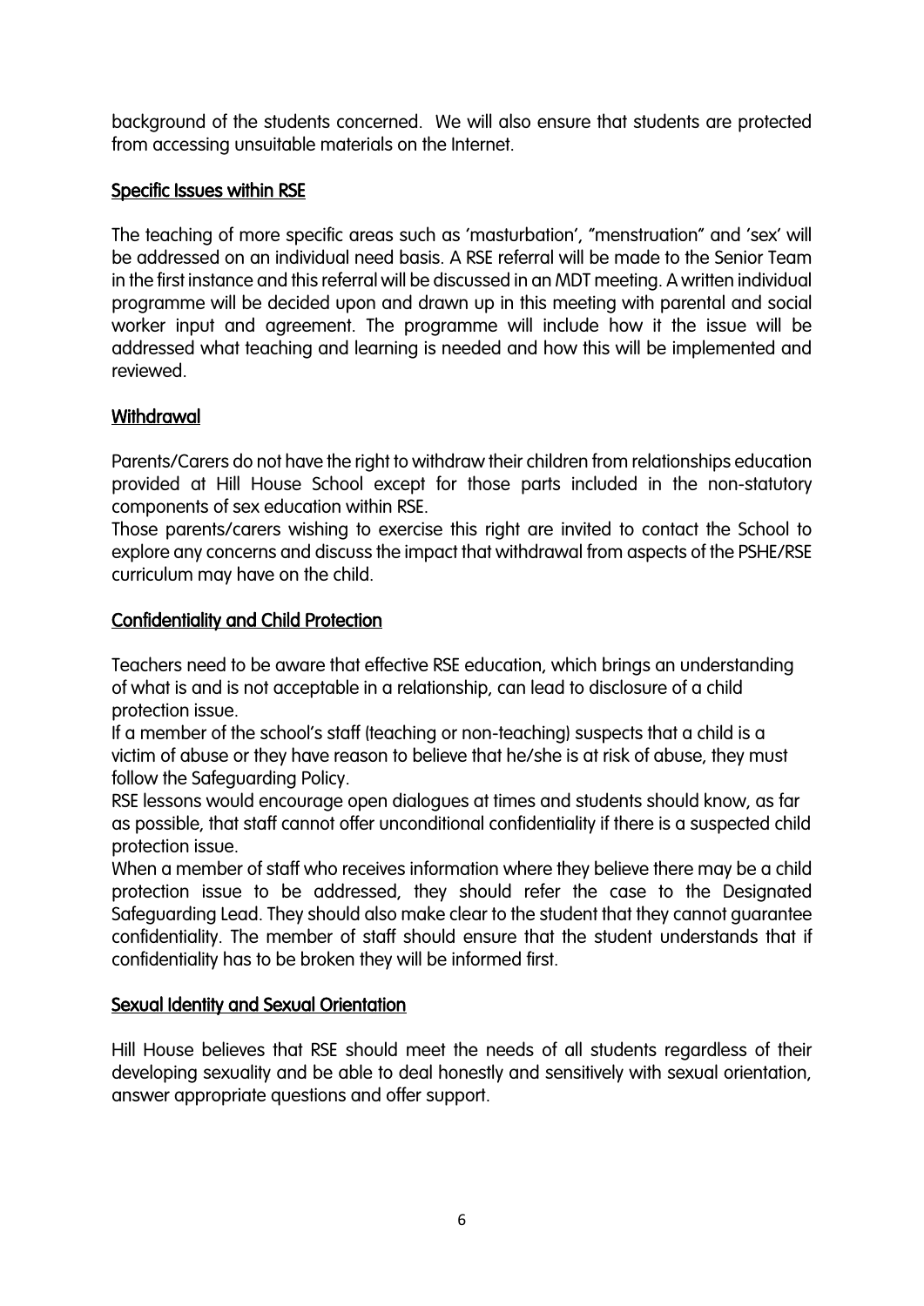background of the students concerned. We will also ensure that students are protected from accessing unsuitable materials on the Internet.

## Specific Issues within RSE

The teaching of more specific areas such as 'masturbation', "menstruation" and 'sex' will be addressed on an individual need basis. A RSE referral will be made to the Senior Team in the first instance and this referral will be discussed in an MDT meeting. A written individual programme will be decided upon and drawn up in this meeting with parental and social worker input and agreement. The programme will include how it the issue will be addressed what teaching and learning is needed and how this will be implemented and reviewed.

## Withdrawal

Parents/Carers do not have the right to withdraw their children from relationships education provided at Hill House School except for those parts included in the non-statutory components of sex education within RSE.

Those parents/carers wishing to exercise this right are invited to contact the School to explore any concerns and discuss the impact that withdrawal from aspects of the PSHE/RSE curriculum may have on the child.

## Confidentiality and Child Protection

Teachers need to be aware that effective RSE education, which brings an understanding of what is and is not acceptable in a relationship, can lead to disclosure of a child protection issue.

If a member of the school's staff (teaching or non-teaching) suspects that a child is a victim of abuse or they have reason to believe that he/she is at risk of abuse, they must follow the Safeguarding Policy.

RSE lessons would encourage open dialogues at times and students should know, as far as possible, that staff cannot offer unconditional confidentiality if there is a suspected child protection issue.

When a member of staff who receives information where they believe there may be a child protection issue to be addressed, they should refer the case to the Designated Safeguarding Lead. They should also make clear to the student that they cannot guarantee confidentiality. The member of staff should ensure that the student understands that if confidentiality has to be broken they will be informed first.

## Sexual Identity and Sexual Orientation

Hill House believes that RSE should meet the needs of all students regardless of their developing sexuality and be able to deal honestly and sensitively with sexual orientation, answer appropriate questions and offer support.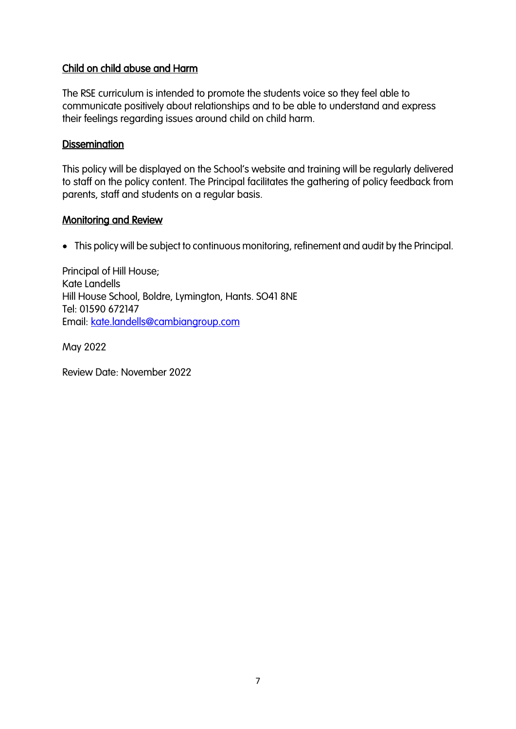## Child on child abuse and Harm

The RSE curriculum is intended to promote the students voice so they feel able to communicate positively about relationships and to be able to understand and express their feelings regarding issues around child on child harm.

## Dissemination

This policy will be displayed on the School's website and training will be regularly delivered to staff on the policy content. The Principal facilitates the gathering of policy feedback from parents, staff and students on a regular basis.

## Monitoring and Review

- This policy will be subject to continuous monitoring, refinement and audit by the Principal.

Principal of Hill House;
Kate Landells
Hill House School, Boldre, Lymington, Hants. SO41 8NE
Tel: 01590 672147
Email: kate.landells@cambiangroup.com

May 2022

Review Date: November 2022